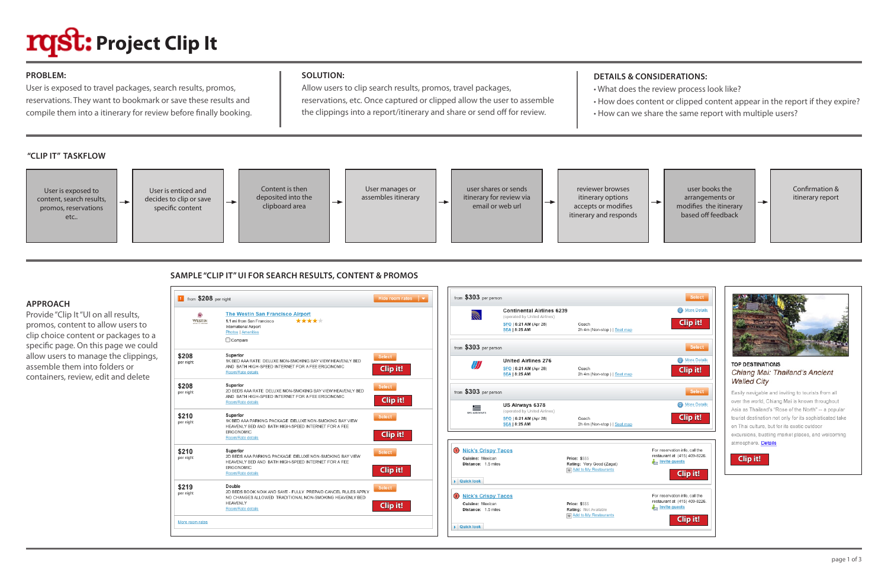# rqst: Project Clip It

**PROBLEM:**

User is exposed to travel packages, search results, promos, reservations. They want to bookmark or save these results and compile them into a itinerary for review before finally booking.

**SOLUTION:**

Allow users to clip search results, promos, travel packages, reservations, etc. Once captured or clipped allow the user to assemble the clippings into a report/itinerary and share or send off for review.

**DETAILS & CONSIDERATIONS:**

- What does the review process look like?
- How does content or clipped content appear in the report if they expire?
- How can we share the same report with multiple users?

## "CLIP IT" TASKFLOW

User is exposed to content, search results, promos, reservations etc.. → User is enticed and decides to clip or save specific content → Content is then deposited into the clipboard area → User manages or assembles itinerary → user shares or sends itinerary for review via email or web url → reviewer browses itinerary options accepts or modifies itinerary and responds → user books the arrangements or modifies the itinerary based off feedback → Confirmation & itinerary report

## SAMPLE "CLIP IT" UI FOR SEARCH RESULTS, CONTENT & PROMOS

**APPROACH**

Provide "Clip It "UI on all results, promos, content to allow users to clip choice content or packages to a specific page. On this page we could allow users to manage the clippings, assemble them into folders or containers, review, edit and delete

from **$208** per night — Hide room rates

The Westin San Francisco Airport
1.1 mi from San Francisco International Airport
Photos | Amenities
Compare

| Price | Room | |
|---|---|---|
| $208 per night | Superior — 1K BED AAA RATE DELUXE NON-SMOKING BAY VIEW HEAVENLY BED AND BATH HIGH-SPEED INTERNET FOR A FEE ERGONOMIC — Room/Rate details | Select / Clip it! |
| $208 per night | Superior — 2D BEDS AAA RATE DELUXE NON-SMOKING BAY VIEW HEAVENLY BED AND BATH HIGH-SPEED INTERNET FOR A FEE ERGONOMIC — Room/Rate details | Select / Clip it! |
| $210 per night | Superior — 1K BED AAA PARKING PACKAGE DELUXE NON-SMOKING BAY VIEW HEAVENLY BED AND BATH HIGH-SPEED INTERNET FOR A FEE ERGONOMIC — Room/Rate details | Select / Clip it! |
| $210 per night | Superior — 2D BEDS AAA PARKING PACKAGE DELUXE NON-SMOKING BAY VIEW HEAVENLY BED AND BATH HIGH-SPEED INTERNET FOR A FEE ERGONOMIC — Room/Rate details | Select / Clip it! |
| $219 per night | Double — 2D BEDS BOOK NOW AND SAVE - FULLY PREPAID CANCEL RULES APPLY NO CHANGES ALLOWED TRADITIONAL NON-SMOKING HEAVENLY BED HEAVENLY — Room/Rate details | Select / Clip it! |

More room rates

from **$303** per person — Select
Continental Airlines 6239 (operated by United Airlines) — More Details
SFO | 6:21 AM (Apr 28) / SEA | 8:25 AM — Coach — 2h 4m (Non-stop) | Seat map — Clip it!

from **$303** per person — Select
United Airlines 276 — More Details
SFO | 6:21 AM (Apr 28) / SEA | 8:25 AM — Coach — 2h 4m (Non-stop) | Seat map — Clip it!

from **$303** per person — Select
US Airways 6378 (operated by United Airlines) — More Details
SFO | 6:21 AM (Apr 28) / SEA | 8:25 AM — Coach — 2h 4m (Non-stop) | Seat map — Clip it!

Nick's Crispy Tacos
Cuisine: Mexican — Distance: 1.5 miles — Price: $$$$ — Rating: Very Good (Zagat) — Add to My Restaurants
For reservation info, call the restaurant at (415) 409-8226. Invite guests — Clip it!
Quick look

Nick's Crispy Tacos
Cuisine: Mexican — Distance: 1.5 miles — Price: $$$$ — Rating: Not Available — Add to My Restaurants
For reservation info, call the restaurant at (415) 409-8226. Invite guests — Clip it!
Quick look

TOP DESTINATIONS
*Chiang Mai: Thailand's Ancient Walled City*

Easily navigable and inviting to tourists from all over the world, Chiang Mai is known throughout Asia as Thailand's "Rose of the North" -- a popular tourist destination not only for its sophisticated take on Thai culture, but for its exotic outdoor excursions, bustling market places, and welcoming atmosphere. Details

Clip it!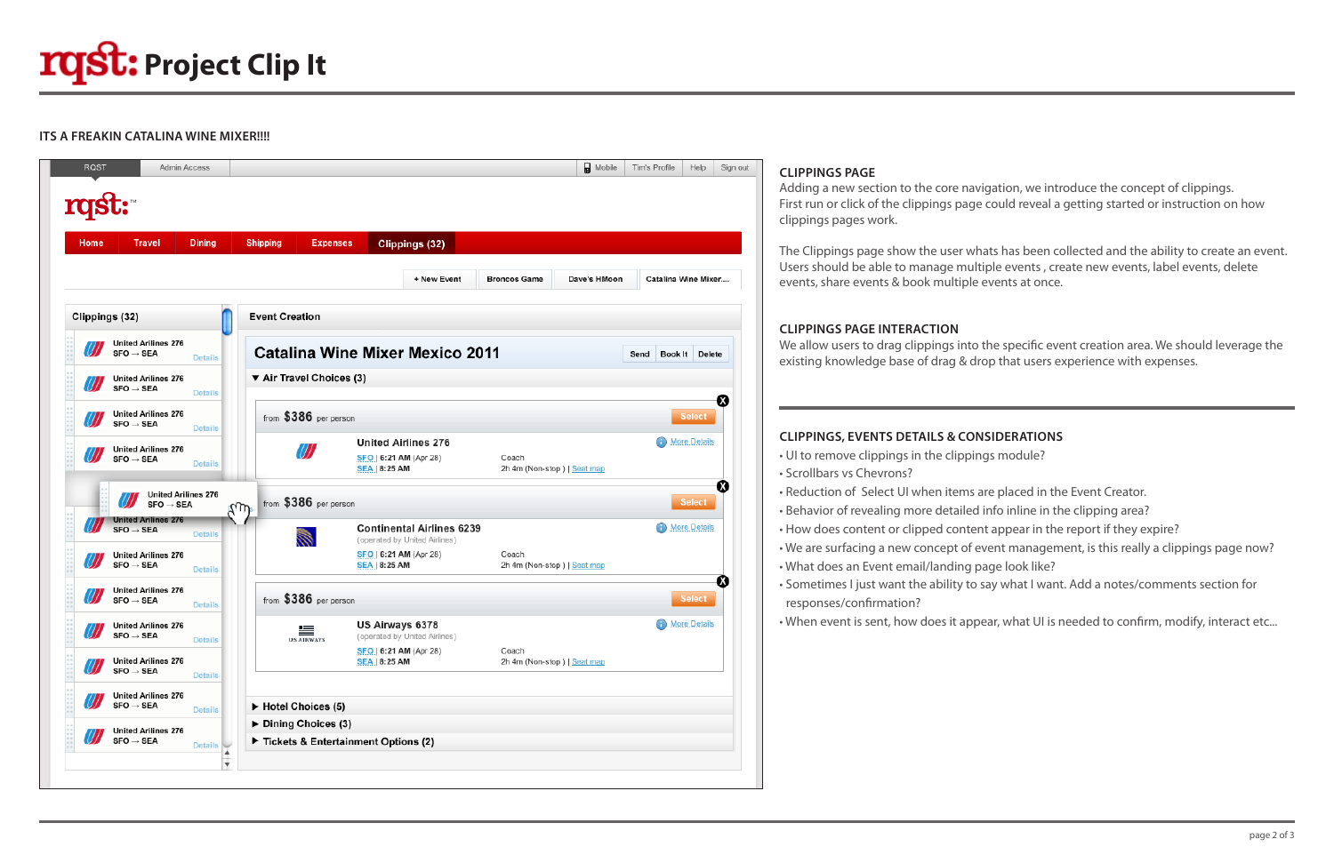# rqst: Project Clip It

**ITS A FREAKIN CATALINA WINE MIXER!!!!**

RQST | Admin Access | Mobile | Tim's Profile | Help | Sign out

rqst:™

Home | Travel | Dining | Shipping | Expenses | Clippings (32)

+ New Event | Broncos Game | Dave's HMoon | Catalina Wine Mixer...

**Clippings (32)**

- United Airlines 276 SFO → SEA Details
- United Airlines 276 SFO → SEA Details
- United Airlines 276 SFO → SEA Details
- United Airlines 276 SFO → SEA Details
- United Airlines 276 SFO → SEA
- United Airlines 276 SFO → SEA Details
- United Airlines 276 SFO → SEA Details
- United Airlines 276 SFO → SEA Details
- United Airlines 276 SFO → SEA Details
- United Airlines 276 SFO → SEA Details
- United Airlines 276 SFO → SEA Details
- United Airlines 276 SFO → SEA Details

**Event Creation**

**Catalina Wine Mixer Mexico 2011** — Send | Book It | Delete

▼ **Air Travel Choices (3)**

from **$386** per person — Select
United Airlines 276 — More Details
SFO | 6:21 AM (Apr 28) — Coach
SEA | 8:25 AM — 2h 4m (Non-stop) | Seat map

from **$386** per person — Select
Continental Airlines 6239 — More Details
(operated by United Airlines)
SFO | 6:21 AM (Apr 28) — Coach
SEA | 8:25 AM — 2h 4m (Non-stop) | Seat map

from **$386** per person — Select
US Airways 6378 — More Details
(operated by United Airlines)
SFO | 6:21 AM (Apr 28) — Coach
SEA | 8:25 AM — 2h 4m (Non-stop) | Seat map

▶ **Hotel Choices (5)**
▶ **Dining Choices (3)**
▶ **Tickets & Entertainment Options (2)**

## CLIPPINGS PAGE

Adding a new section to the core navigation, we introduce the concept of clippings. First run or click of the clippings page could reveal a getting started or instruction on how clippings pages work.

The Clippings page show the user whats has been collected and the ability to create an event. Users should be able to manage multiple events , create new events, label events, delete events, share events & book multiple events at once.

## CLIPPINGS PAGE INTERACTION

We allow users to drag clippings into the specific event creation area. We should leverage the existing knowledge base of drag & drop that users experience with expenses.

## CLIPPINGS, EVENTS DETAILS & CONSIDERATIONS

- UI to remove clippings in the clippings module?
- Scrollbars vs Chevrons?
- Reduction of Select UI when items are placed in the Event Creator.
- Behavior of revealing more detailed info inline in the clipping area?
- How does content or clipped content appear in the report if they expire?
- We are surfacing a new concept of event management, is this really a clippings page now?
- What does an Event email/landing page look like?
- Sometimes I just want the ability to say what I want. Add a notes/comments section for responses/confirmation?
- When event is sent, how does it appear, what UI is needed to confirm, modify, interact etc...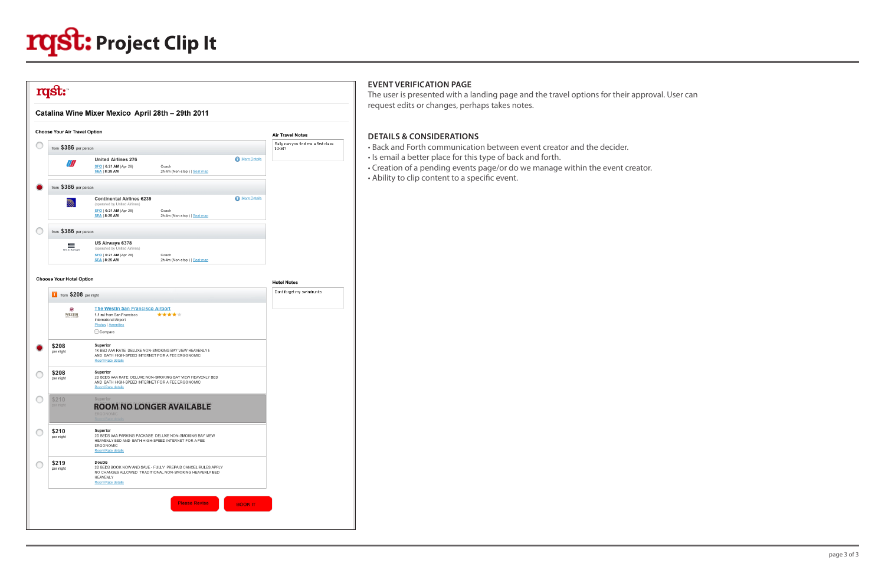# rqst: Project Clip It

rqst:

**Catalina Wine Mixer Mexico April 28th – 29th 2011**

**Choose Your Air Travel Option**

from **$386** per person

**United Airlines 276**
SFO | 6:21 AM (Apr 28) — Coach
SEA | 8:25 AM — 2h 4m (Non-stop) | Seat map
More Details

from **$386** per person

**Continental Airlines 6239**
(operated by United Airlines)
SFO | 6:21 AM (Apr 28) — Coach
SEA | 8:25 AM — 2h 4m (Non-stop) | Seat map
More Details

from **$386** per person

**US Airways 6378**
(operated by United Airlines)
SFO | 6:21 AM (Apr 28) — Coach
SEA | 8:25 AM — 2h 4m (Non-stop) | Seat map

**Air Travel Notes**

Sally can you find me a first class ticket?

**Choose Your Hotel Option**

from **$208** per night

**The Westin San Francisco Airport**
1.1 mi from San Francisco International Airport
★★★★
Photos | Amenities
Compare

**$208** per night — **Superior**
1K BED AAA RATE DELUXE NON-SMOKING BAY VIEW HEAVENLY E AND BATH HIGH-SPEED INTERNET FOR A FEE ERGONOMIC
Room/Rate details

**$208** per night — **Superior**
2D BEDS AAA RATE DELUXE NON-SMOKING BAY VIEW HEAVENLY BED AND BATH HIGH-SPEED INTERNET FOR A FEE ERGONOMIC
Room/Rate details

**$210** per night — **Superior** — ROOM NO LONGER AVAILABLE

**$210** per night — **Superior**
2D BEDS AAA PARKING PACKAGE DELUXE NON-SMOKING BAY VIEW HEAVENLY BED AND BATH HIGH-SPEED INTERNET FOR A FEE ERGONOMIC
Room/Rate details

**$219** per night — **Double**
2D BEDS BOOK NOW AND SAVE - FULLY PREPAID CANCEL RULES APPLY NO CHANGES ALLOWED TRADITIONAL NON-SMOKING HEAVENLY BED HEAVENLY
Room/Rate details

**Hotel Notes**

Dont forget my swimtrunks

Please Revise | BOOK IT

## EVENT VERIFICATION PAGE

The user is presented with a landing page and the travel options for their approval. User can request edits or changes, perhaps takes notes.

## DETAILS & CONSIDERATIONS

- Back and Forth communication between event creator and the decider.
- Is email a better place for this type of back and forth.
- Creation of a pending events page/or do we manage within the event creator.
- Ability to clip content to a specific event.